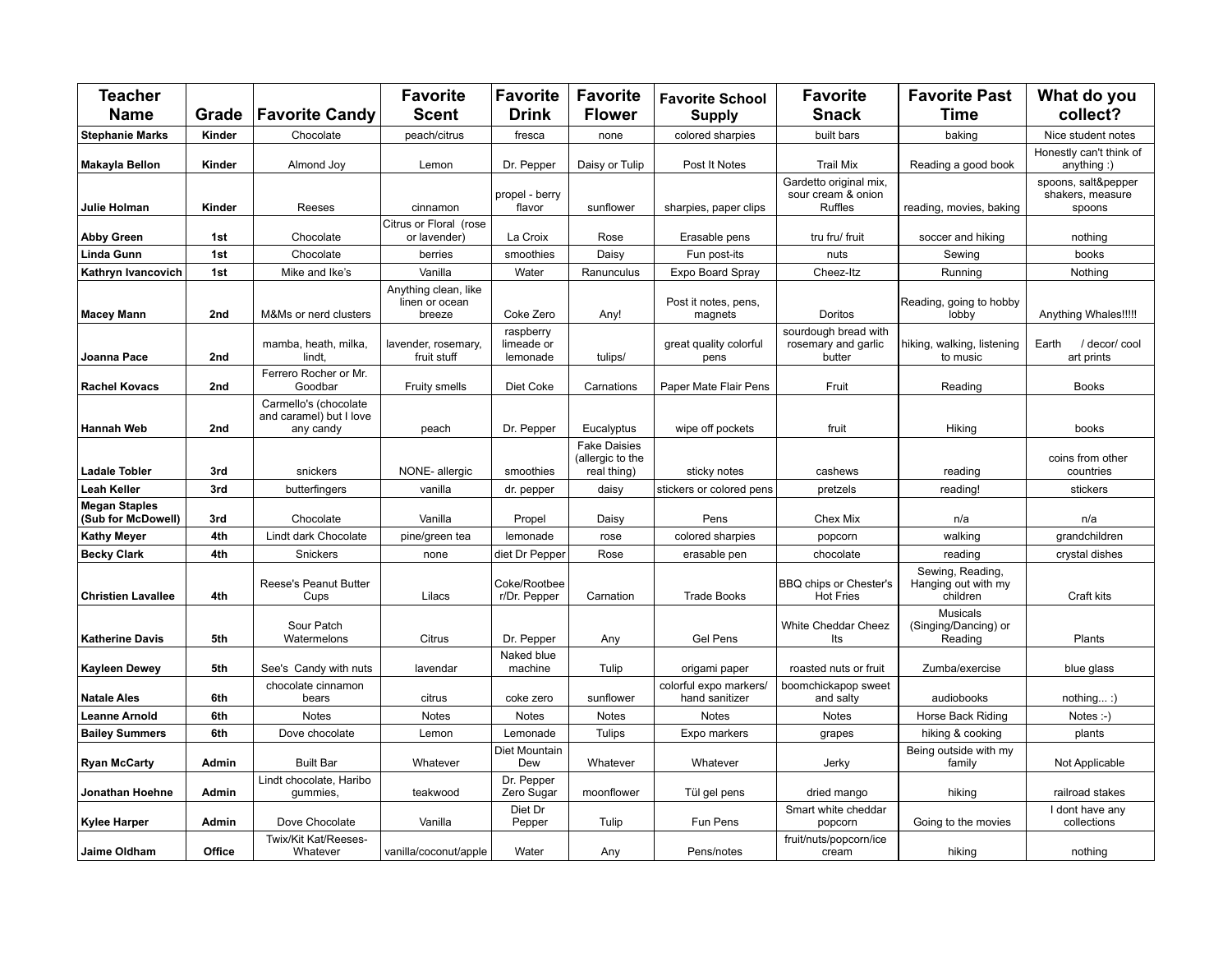| Teacher Name | Grade | Favorite Candy | Favorite Scent | Favorite Drink | Favorite Flower | Favorite School Supply | Favorite Snack | Favorite Past Time | What do you collect? |
|---|---|---|---|---|---|---|---|---|---|
| **Stephanie Marks** | **Kinder** | Chocolate | peach/citrus | fresca | none | colored sharpies | built bars | baking | Nice student notes |
| **Makayla Bellon** | **Kinder** | Almond Joy | Lemon | Dr. Pepper | Daisy or Tulip | Post It Notes | Trail Mix | Reading a good book | Honestly can't think of anything :) |
| **Julie Holman** | **Kinder** | Reeses | cinnamon | propel - berry flavor | sunflower | sharpies, paper clips | Gardetto original mix, sour cream & onion Ruffles | reading, movies, baking | spoons, salt&pepper shakers, measure spoons |
| **Abby Green** | **1st** | Chocolate | Citrus or Floral (rose or lavender) | La Croix | Rose | Erasable pens | tru fru/ fruit | soccer and hiking | nothing |
| **Linda Gunn** | **1st** | Chocolate | berries | smoothies | Daisy | Fun post-its | nuts | Sewing | books |
| **Kathryn Ivancovich** | **1st** | Mike and Ike's | Vanilla | Water | Ranunculus | Expo Board Spray | Cheez-Itz | Running | Nothing |
| **Macey Mann** | **2nd** | M&Ms or nerd clusters | Anything clean, like linen or ocean breeze | Coke Zero | Any! | Post it notes, pens, magnets | Doritos | Reading, going to hobby lobby | Anything Whales!!!!! |
| **Joanna Pace** | **2nd** | mamba, heath, milka, lindt, | lavender, rosemary, fruit stuff | raspberry limeade or lemonade | tulips/ | great quality colorful pens | sourdough bread with rosemary and garlic butter | hiking, walking, listening to music | Earth / decor/ cool art prints |
| **Rachel Kovacs** | **2nd** | Ferrero Rocher or Mr. Goodbar | Fruity smells | Diet Coke | Carnations | Paper Mate Flair Pens | Fruit | Reading | Books |
| **Hannah Web** | **2nd** | Carmello's (chocolate and caramel) but I love any candy | peach | Dr. Pepper | Eucalyptus | wipe off pockets | fruit | Hiking | books |
| **Ladale Tobler** | **3rd** | snickers | NONE- allergic | smoothies | Fake Daisies (allergic to the real thing) | sticky notes | cashews | reading | coins from other countries |
| **Leah Keller** | **3rd** | butterfingers | vanilla | dr. pepper | daisy | stickers or colored pens | pretzels | reading! | stickers |
| **Megan Staples (Sub for McDowell)** | **3rd** | Chocolate | Vanilla | Propel | Daisy | Pens | Chex Mix | n/a | n/a |
| **Kathy Meyer** | **4th** | Lindt dark Chocolate | pine/green tea | lemonade | rose | colored sharpies | popcorn | walking | grandchildren |
| **Becky Clark** | **4th** | Snickers | none | diet Dr Pepper | Rose | erasable pen | chocolate | reading | crystal dishes |
| **Christien Lavallee** | **4th** | Reese's Peanut Butter Cups | Lilacs | Coke/Rootbeer/Dr. Pepper | Carnation | Trade Books | BBQ chips or Chester's Hot Fries | Sewing, Reading, Hanging out with my children | Craft kits |
| **Katherine Davis** | **5th** | Sour Patch Watermelons | Citrus | Dr. Pepper | Any | Gel Pens | White Cheddar Cheez Its | Musicals (Singing/Dancing) or Reading | Plants |
| **Kayleen Dewey** | **5th** | See's Candy with nuts | lavendar | Naked blue machine | Tulip | origami paper | roasted nuts or fruit | Zumba/exercise | blue glass |
| **Natale Ales** | **6th** | chocolate cinnamon bears | citrus | coke zero | sunflower | colorful expo markers/ hand sanitizer | boomchickapop sweet and salty | audiobooks | nothing... :) |
| **Leanne Arnold** | **6th** | Notes | Notes | Notes | Notes | Notes | Notes | Horse Back Riding | Notes :-) |
| **Bailey Summers** | **6th** | Dove chocolate | Lemon | Lemonade | Tulips | Expo markers | grapes | hiking & cooking | plants |
| **Ryan McCarty** | **Admin** | Built Bar | Whatever | Diet Mountain Dew | Whatever | Whatever | Jerky | Being outside with my family | Not Applicable |
| **Jonathan Hoehne** | **Admin** | Lindt chocolate, Haribo gummies, | teakwood | Dr. Pepper Zero Sugar | moonflower | Tül gel pens | dried mango | hiking | railroad stakes |
| **Kylee Harper** | **Admin** | Dove Chocolate | Vanilla | Diet Dr Pepper | Tulip | Fun Pens | Smart white cheddar popcorn | Going to the movies | I dont have any collections |
| **Jaime Oldham** | **Office** | Twix/Kit Kat/Reeses-Whatever | vanilla/coconut/apple | Water | Any | Pens/notes | fruit/nuts/popcorn/ice cream | hiking | nothing |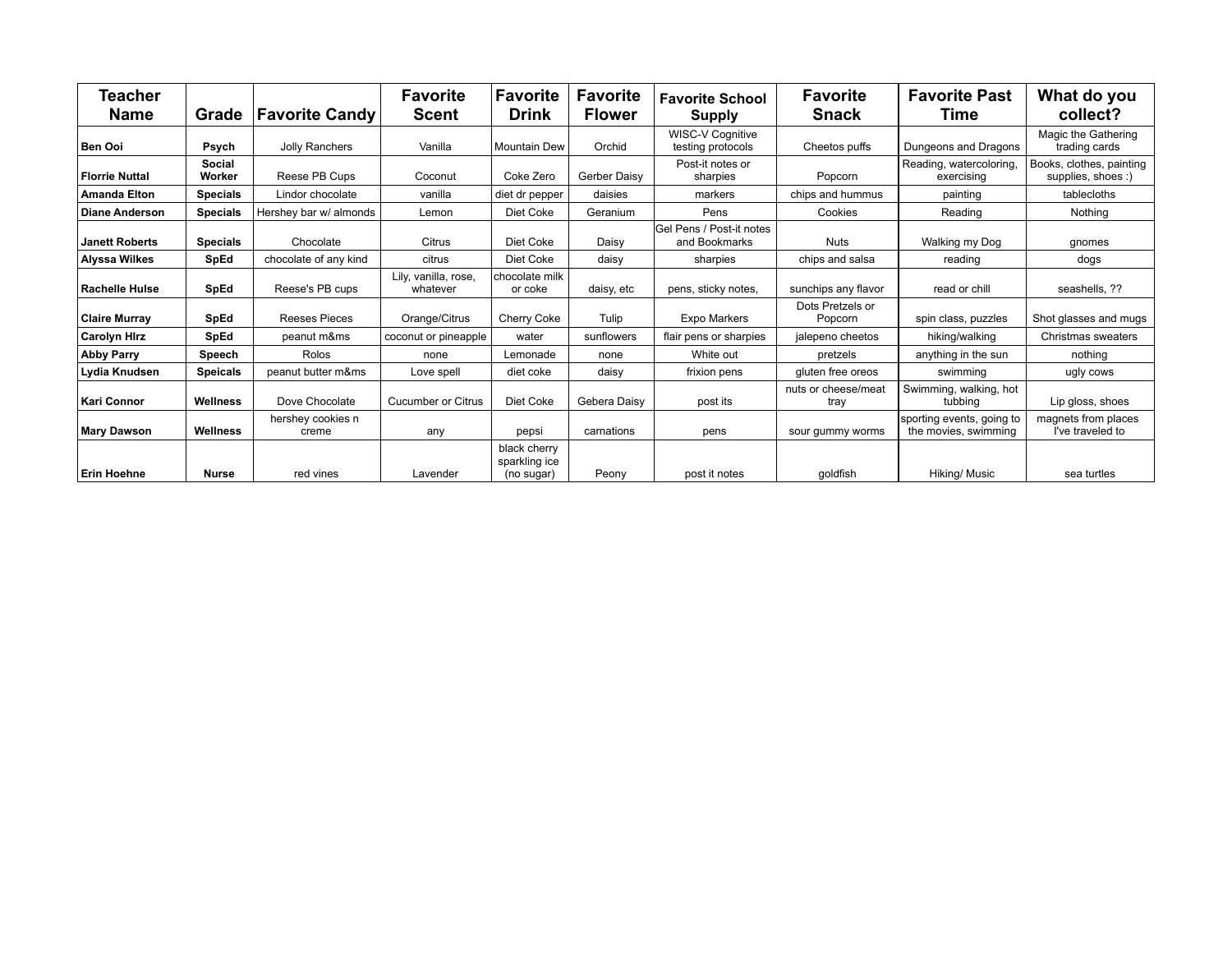| Teacher Name | Grade | Favorite Candy | Favorite Scent | Favorite Drink | Favorite Flower | Favorite School Supply | Favorite Snack | Favorite Past Time | What do you collect? |
|---|---|---|---|---|---|---|---|---|---|
| **Ben Ooi** | **Psych** | Jolly Ranchers | Vanilla | Mountain Dew | Orchid | WISC-V Cognitive testing protocols | Cheetos puffs | Dungeons and Dragons | Magic the Gathering trading cards |
| **Florrie Nuttal** | **Social Worker** | Reese PB Cups | Coconut | Coke Zero | Gerber Daisy | Post-it notes or sharpies | Popcorn | Reading, watercoloring, exercising | Books, clothes, painting supplies, shoes :) |
| **Amanda Elton** | **Specials** | Lindor chocolate | vanilla | diet dr pepper | daisies | markers | chips and hummus | painting | tablecloths |
| **Diane Anderson** | **Specials** | Hershey bar w/ almonds | Lemon | Diet Coke | Geranium | Pens | Cookies | Reading | Nothing |
| **Janett Roberts** | **Specials** | Chocolate | Citrus | Diet Coke | Daisy | Gel Pens / Post-it notes and Bookmarks | Nuts | Walking my Dog | gnomes |
| **Alyssa Wilkes** | **SpEd** | chocolate of any kind | citrus | Diet Coke | daisy | sharpies | chips and salsa | reading | dogs |
| **Rachelle Hulse** | **SpEd** | Reese's PB cups | Lily, vanilla, rose, whatever | chocolate milk or coke | daisy, etc | pens, sticky notes, | sunchips any flavor | read or chill | seashells, ?? |
| **Claire Murray** | **SpEd** | Reeses Pieces | Orange/Citrus | Cherry Coke | Tulip | Expo Markers | Dots Pretzels or Popcorn | spin class, puzzles | Shot glasses and mugs |
| **Carolyn Hlrz** | **SpEd** | peanut m&ms | coconut or pineapple | water | sunflowers | flair pens or sharpies | jalepeno cheetos | hiking/walking | Christmas sweaters |
| **Abby Parry** | **Speech** | Rolos | none | Lemonade | none | White out | pretzels | anything in the sun | nothing |
| **Lydia Knudsen** | **Speicals** | peanut butter m&ms | Love spell | diet coke | daisy | frixion pens | gluten free oreos | swimming | ugly cows |
| **Kari Connor** | **Wellness** | Dove Chocolate | Cucumber or Citrus | Diet Coke | Gebera Daisy | post its | nuts or cheese/meat tray | Swimming, walking, hot tubbing | Lip gloss, shoes |
| **Mary Dawson** | **Wellness** | hershey cookies n creme | any | pepsi | carnations | pens | sour gummy worms | sporting events, going to the movies, swimming | magnets from places I've traveled to |
| **Erin Hoehne** | **Nurse** | red vines | Lavender | black cherry sparkling ice (no sugar) | Peony | post it notes | goldfish | Hiking/ Music | sea turtles |